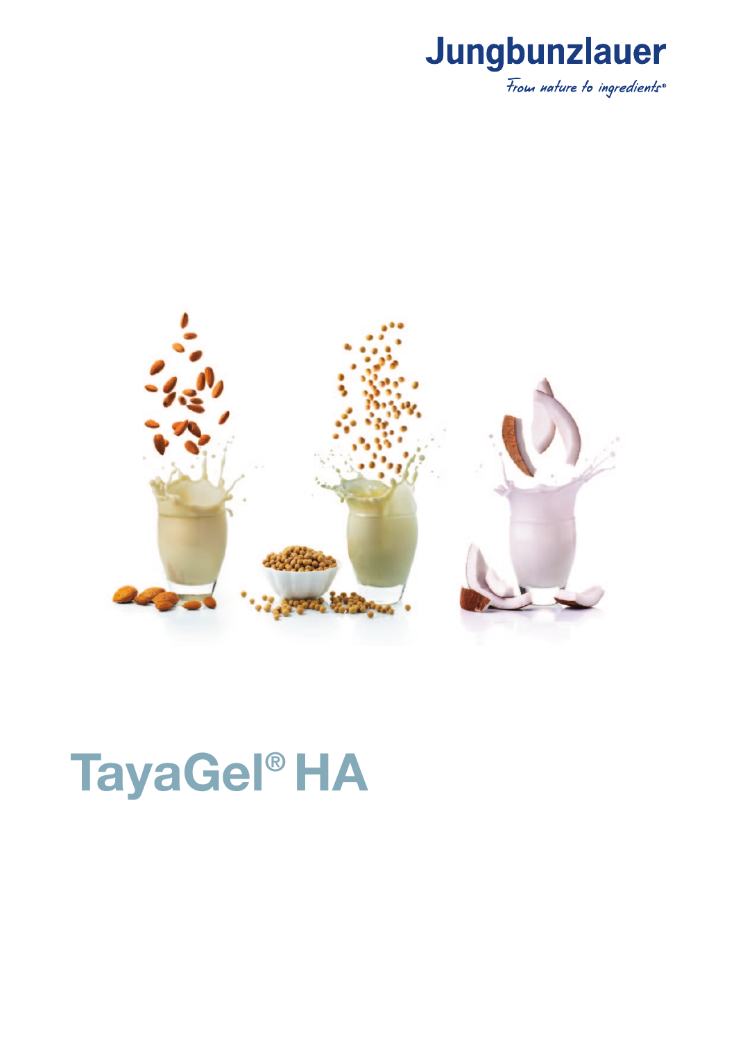Jungbunzlauer

From nature to ingredients®

# TayaGel® HA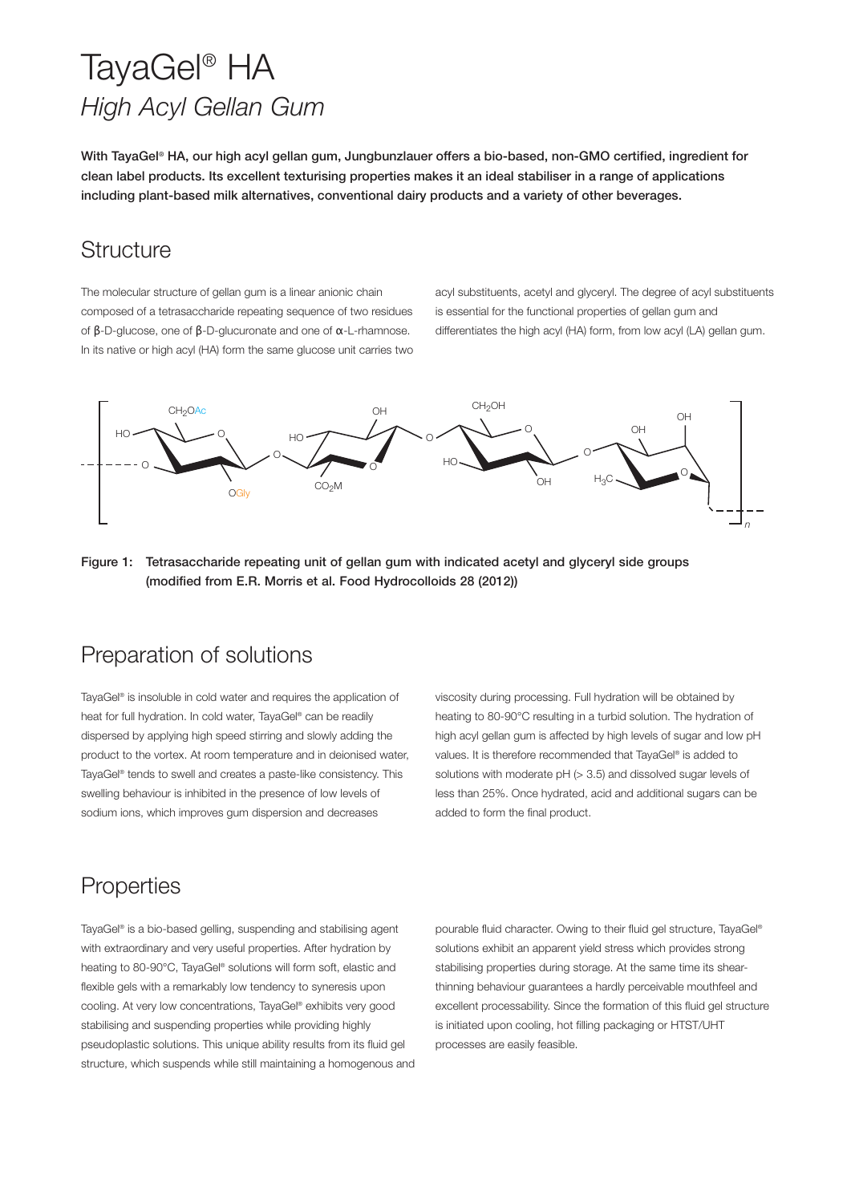# TayaGel® HA

## *High Acyl Gellan Gum*

**With TayaGel® HA, our high acyl gellan gum, Jungbunzlauer offers a bio-based, non-GMO certified, ingredient for clean label products. Its excellent texturising properties makes it an ideal stabiliser in a range of applications including plant-based milk alternatives, conventional dairy products and a variety of other beverages.**

## Structure

The molecular structure of gellan gum is a linear anionic chain composed of a tetrasaccharide repeating sequence of two residues of β-D-glucose, one of β-D-glucuronate and one of α-L-rhamnose. In its native or high acyl (HA) form the same glucose unit carries two acyl substituents, acetyl and glyceryl. The degree of acyl substituents is essential for the functional properties of gellan gum and differentiates the high acyl (HA) form, from low acyl (LA) gellan gum.

**Figure 1: Tetrasaccharide repeating unit of gellan gum with indicated acetyl and glyceryl side groups (modified from E.R. Morris et al. Food Hydrocolloids 28 (2012))**

## Preparation of solutions

TayaGel® is insoluble in cold water and requires the application of heat for full hydration. In cold water, TayaGel® can be readily dispersed by applying high speed stirring and slowly adding the product to the vortex. At room temperature and in deionised water, TayaGel® tends to swell and creates a paste-like consistency. This swelling behaviour is inhibited in the presence of low levels of sodium ions, which improves gum dispersion and decreases viscosity during processing. Full hydration will be obtained by heating to 80-90°C resulting in a turbid solution. The hydration of high acyl gellan gum is affected by high levels of sugar and low pH values. It is therefore recommended that TayaGel® is added to solutions with moderate pH (> 3.5) and dissolved sugar levels of less than 25%. Once hydrated, acid and additional sugars can be added to form the final product.

## Properties

TayaGel® is a bio-based gelling, suspending and stabilising agent with extraordinary and very useful properties. After hydration by heating to 80-90°C, TayaGel® solutions will form soft, elastic and flexible gels with a remarkably low tendency to syneresis upon cooling. At very low concentrations, TayaGel® exhibits very good stabilising and suspending properties while providing highly pseudoplastic solutions. This unique ability results from its fluid gel structure, which suspends while still maintaining a homogenous and pourable fluid character. Owing to their fluid gel structure, TayaGel® solutions exhibit an apparent yield stress which provides strong stabilising properties during storage. At the same time its shear-thinning behaviour guarantees a hardly perceivable mouthfeel and excellent processability. Since the formation of this fluid gel structure is initiated upon cooling, hot filling packaging or HTST/UHT processes are easily feasible.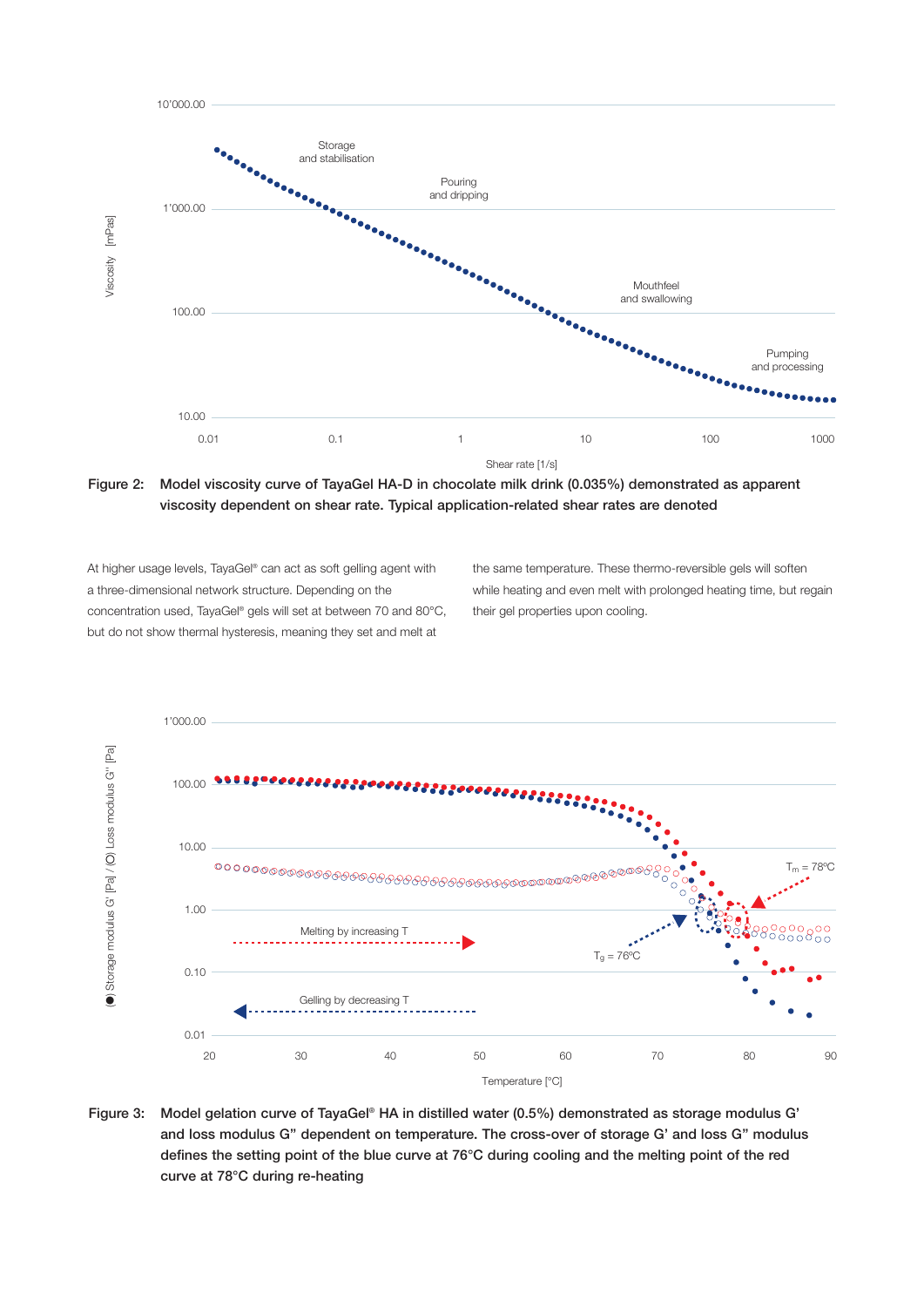Figure 2: Model viscosity curve of TayaGel HA-D in chocolate milk drink (0.035%) demonstrated as apparent viscosity dependent on shear rate. Typical application-related shear rates are denoted

At higher usage levels, TayaGel® can act as soft gelling agent with a three-dimensional network structure. Depending on the concentration used, TayaGel® gels will set at between 70 and 80°C, but do not show thermal hysteresis, meaning they set and melt at the same temperature. These thermo-reversible gels will soften while heating and even melt with prolonged heating time, but regain their gel properties upon cooling.

Figure 3: Model gelation curve of TayaGel® HA in distilled water (0.5%) demonstrated as storage modulus G' and loss modulus G" dependent on temperature. The cross-over of storage G' and loss G" modulus defines the setting point of the blue curve at 76°C during cooling and the melting point of the red curve at 78°C during re-heating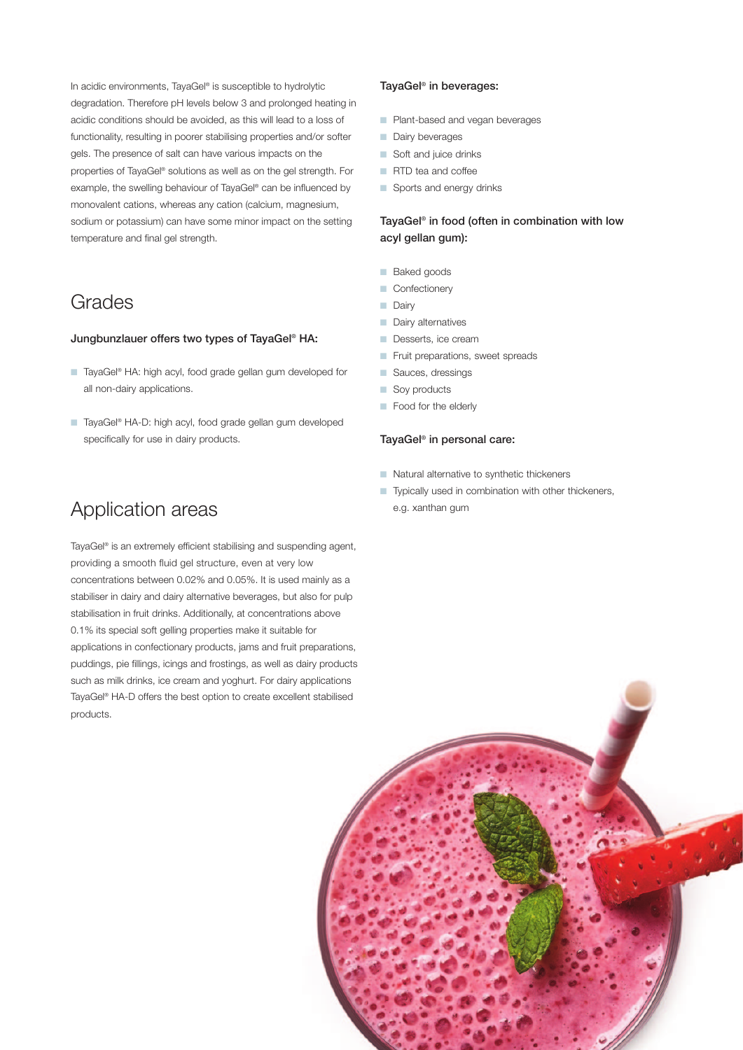In acidic environments, TayaGel® is susceptible to hydrolytic degradation. Therefore pH levels below 3 and prolonged heating in acidic conditions should be avoided, as this will lead to a loss of functionality, resulting in poorer stabilising properties and/or softer gels. The presence of salt can have various impacts on the properties of TayaGel® solutions as well as on the gel strength. For example, the swelling behaviour of TayaGel® can be influenced by monovalent cations, whereas any cation (calcium, magnesium, sodium or potassium) can have some minor impact on the setting temperature and final gel strength.

## Grades

### Jungbunzlauer offers two types of TayaGel® HA:

- TayaGel® HA: high acyl, food grade gellan gum developed for all non-dairy applications.
- TayaGel® HA-D: high acyl, food grade gellan gum developed specifically for use in dairy products.

## Application areas

TayaGel® is an extremely efficient stabilising and suspending agent, providing a smooth fluid gel structure, even at very low concentrations between 0.02% and 0.05%. It is used mainly as a stabiliser in dairy and dairy alternative beverages, but also for pulp stabilisation in fruit drinks. Additionally, at concentrations above 0.1% its special soft gelling properties make it suitable for applications in confectionary products, jams and fruit preparations, puddings, pie fillings, icings and frostings, as well as dairy products such as milk drinks, ice cream and yoghurt. For dairy applications TayaGel® HA-D offers the best option to create excellent stabilised products.

### TayaGel® in beverages:

- Plant-based and vegan beverages
- Dairy beverages
- Soft and juice drinks
- RTD tea and coffee
- Sports and energy drinks

### TayaGel® in food (often in combination with low acyl gellan gum):

- Baked goods
- Confectionery
- Dairy
- Dairy alternatives
- Desserts, ice cream
- Fruit preparations, sweet spreads
- Sauces, dressings
- Soy products
- Food for the elderly

### TayaGel® in personal care:

- Natural alternative to synthetic thickeners
- Typically used in combination with other thickeners, e.g. xanthan gum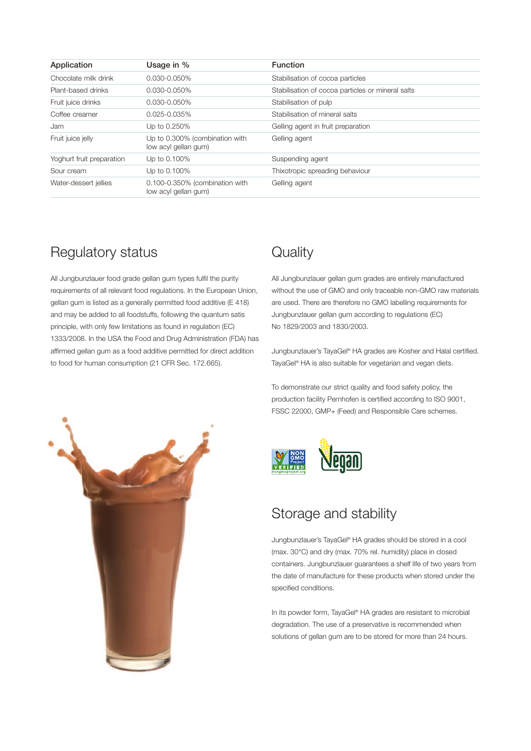| Application | Usage in % | Function |
|---|---|---|
| Chocolate milk drink | 0.030-0.050% | Stabilisation of cocoa particles |
| Plant-based drinks | 0.030-0.050% | Stabilisation of cocoa particles or mineral salts |
| Fruit juice drinks | 0.030-0.050% | Stabilisation of pulp |
| Coffee creamer | 0.025-0.035% | Stabilisation of mineral salts |
| Jam | Up to 0.250% | Gelling agent in fruit preparation |
| Fruit juice jelly | Up to 0.300% (combination with low acyl gellan gum) | Gelling agent |
| Yoghurt fruit preparation | Up to 0.100% | Suspending agent |
| Sour cream | Up to 0.100% | Thixotropic spreading behaviour |
| Water-dessert jellies | 0.100-0.350% (combination with low acyl gellan gum) | Gelling agent |

## Regulatory status

All Jungbunzlauer food grade gellan gum types fulfil the purity requirements of all relevant food regulations. In the European Union, gellan gum is listed as a generally permitted food additive (E 418) and may be added to all foodstuffs, following the quantum satis principle, with only few limitations as found in regulation (EC) 1333/2008. In the USA the Food and Drug Administration (FDA) has affirmed gellan gum as a food additive permitted for direct addition to food for human consumption (21 CFR Sec. 172.665).

## Quality

All Jungbunzlauer gellan gum grades are entirely manufactured without the use of GMO and only traceable non-GMO raw materials are used. There are therefore no GMO labelling requirements for Jungbunzlauer gellan gum according to regulations (EC) No 1829/2003 and 1830/2003.

Jungbunzlauer's TayaGel® HA grades are Kosher and Halal certified. TayaGel® HA is also suitable for vegetarian and vegan diets.

To demonstrate our strict quality and food safety policy, the production facility Pernhofen is certified according to ISO 9001, FSSC 22000, GMP+ (Feed) and Responsible Care schemes.

## Storage and stability

Jungbunzlauer's TayaGel® HA grades should be stored in a cool (max. 30°C) and dry (max. 70% rel. humidity) place in closed containers. Jungbunzlauer guarantees a shelf life of two years from the date of manufacture for these products when stored under the specified conditions.

In its powder form, TayaGel® HA grades are resistant to microbial degradation. The use of a preservative is recommended when solutions of gellan gum are to be stored for more than 24 hours.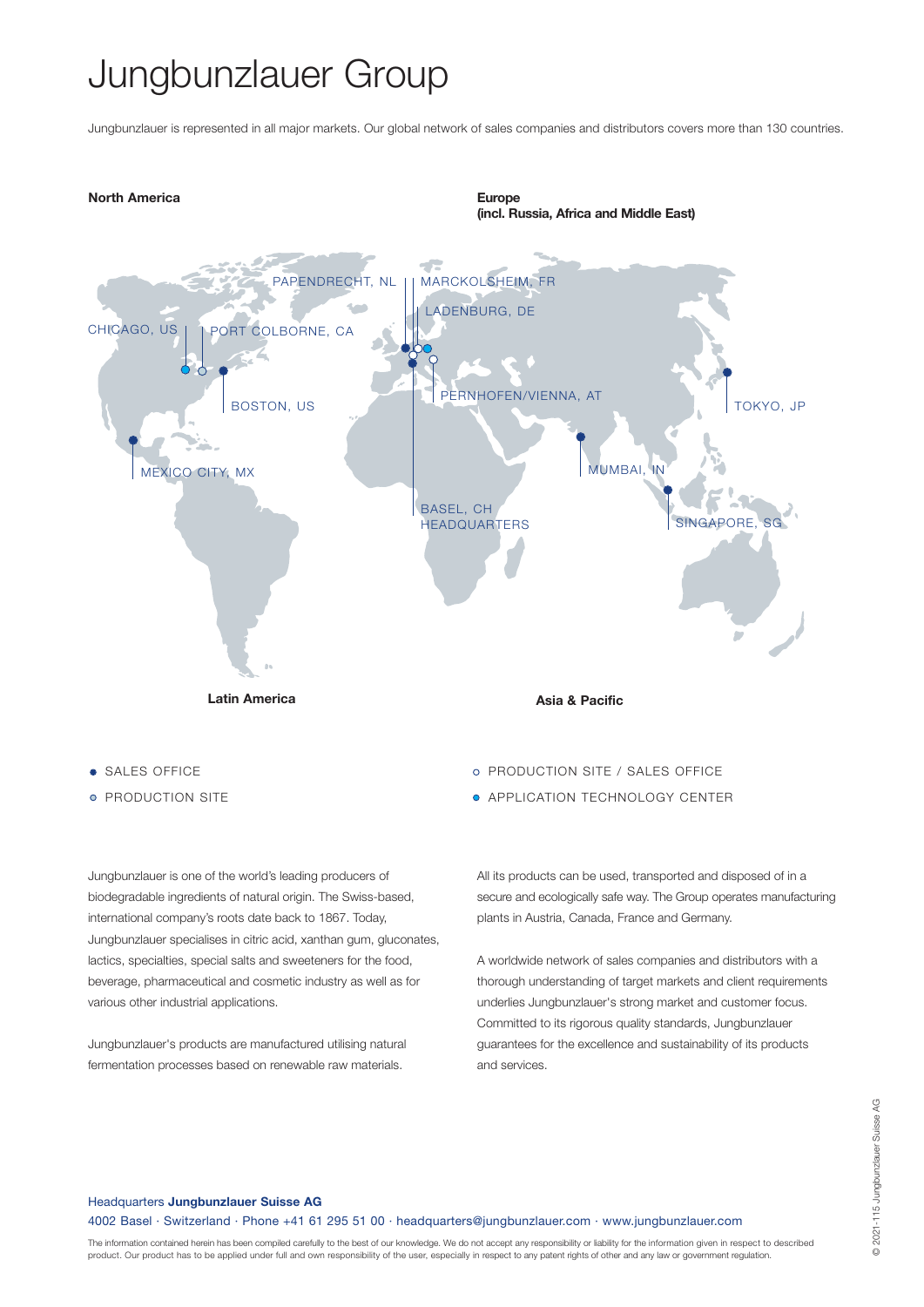# Jungbunzlauer Group

Jungbunzlauer is represented in all major markets. Our global network of sales companies and distributors covers more than 130 countries.

**North America**

**Europe (incl. Russia, Africa and Middle East)**

PAPENDRECHT, NL

MARCKOLSHEIM, FR

LADENBURG, DE

CHICAGO, US

PORT COLBORNE, CA

BOSTON, US

PERNHOFEN/VIENNA, AT

TOKYO, JP

MEXICO CITY, MX

MUMBAI, IN

BASEL, CH HEADQUARTERS

SINGAPORE, SG

**Latin America**

**Asia & Pacific**

- SALES OFFICE
- PRODUCTION SITE
- PRODUCTION SITE / SALES OFFICE
- APPLICATION TECHNOLOGY CENTER

Jungbunzlauer is one of the world's leading producers of biodegradable ingredients of natural origin. The Swiss-based, international company's roots date back to 1867. Today, Jungbunzlauer specialises in citric acid, xanthan gum, gluconates, lactics, specialties, special salts and sweeteners for the food, beverage, pharmaceutical and cosmetic industry as well as for various other industrial applications.

Jungbunzlauer's products are manufactured utilising natural fermentation processes based on renewable raw materials.

All its products can be used, transported and disposed of in a secure and ecologically safe way. The Group operates manufacturing plants in Austria, Canada, France and Germany.

A worldwide network of sales companies and distributors with a thorough understanding of target markets and client requirements underlies Jungbunzlauer's strong market and customer focus. Committed to its rigorous quality standards, Jungbunzlauer guarantees for the excellence and sustainability of its products and services.

Headquarters **Jungbunzlauer Suisse AG**

4002 Basel · Switzerland · Phone +41 61 295 51 00 · headquarters@jungbunzlauer.com · www.jungbunzlauer.com

The information contained herein has been compiled carefully to the best of our knowledge. We do not accept any responsibility or liability for the information given in respect to described product. Our product has to be applied under full and own responsibility of the user, especially in respect to any patent rights of other and any law or government regulation.

© 2021-115 Jungbunzlauer Suisse AG